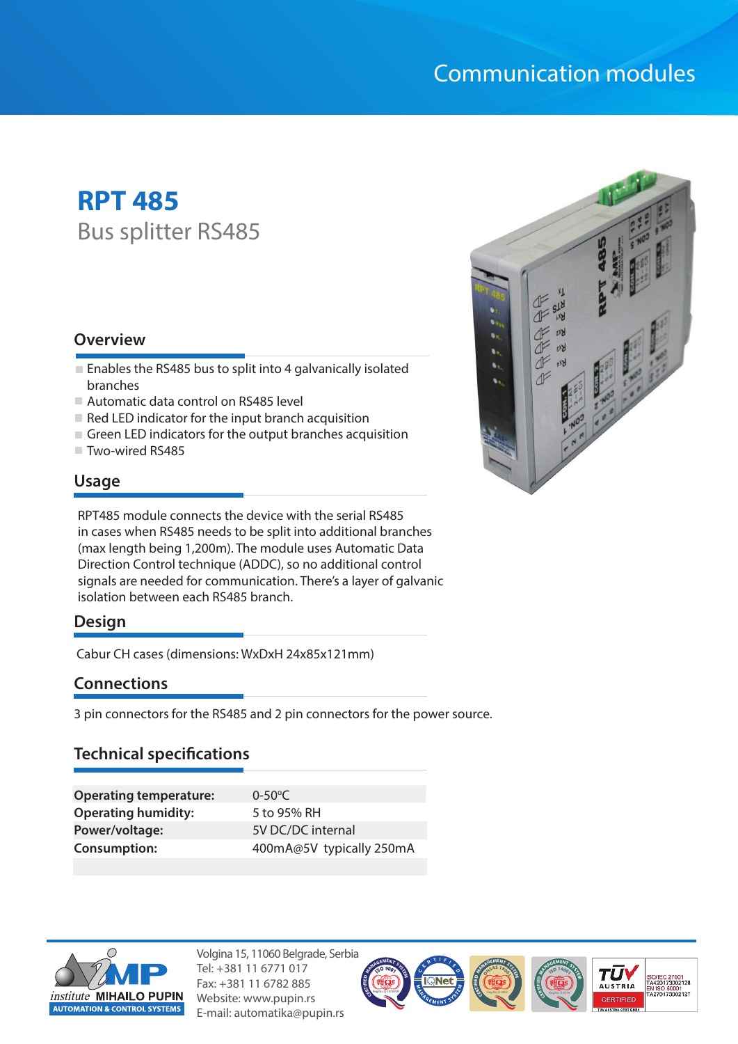Communication modules

# RPT 485

## Bus splitter RS485

### Overview

- Enables the RS485 bus to split into 4 galvanically isolated branches
- Automatic data control on RS485 level
- Red LED indicator for the input branch acquisition
- Green LED indicators for the output branches acquisition
- Two-wired RS485

### Usage

RPT485 module connects the device with the serial RS485 in cases when RS485 needs to be split into additional branches (max length being 1,200m). The module uses Automatic Data Direction Control technique (ADDC), so no additional control signals are needed for communication. There's a layer of galvanic isolation between each RS485 branch.

### Design

Cabur CH cases (dimensions: WxDxH 24x85x121mm)

### Connections

3 pin connectors for the RS485 and 2 pin connectors for the power source.

### Technical specifications

| | |
|---|---|
| **Operating temperature:** | 0-50°C |
| **Operating humidity:** | 5 to 95% RH |
| **Power/voltage:** | 5V DC/DC internal |
| **Consumption:** | 400mA@5V typically 250mA |

institute MIHAILO PUPIN
AUTOMATION & CONTROL SYSTEMS

Volgina 15, 11060 Belgrade, Serbia
Tel: +381 11 6771 017
Fax: +381 11 6782 885
Website: www.pupin.rs
E-mail: automatika@pupin.rs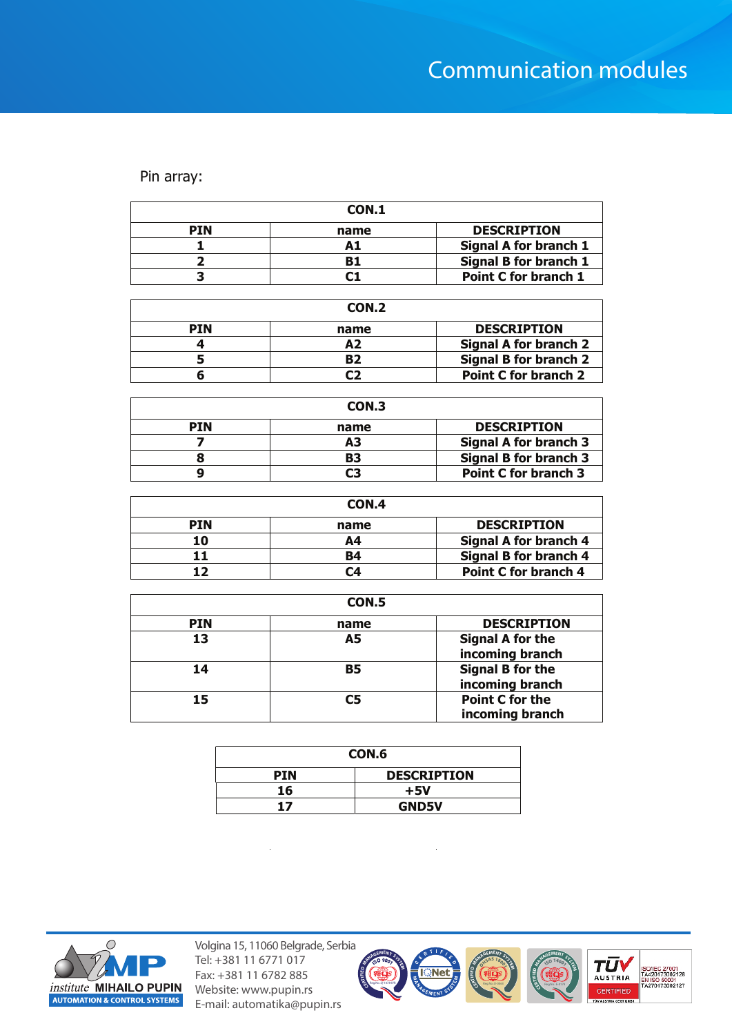Pin array:

| CON.1 | | |
|---|---|---|
| **PIN** | **name** | **DESCRIPTION** |
| **1** | **A1** | **Signal A for branch 1** |
| **2** | **B1** | **Signal B for branch 1** |
| **3** | **C1** | **Point C for branch 1** |

| CON.2 | | |
|---|---|---|
| **PIN** | **name** | **DESCRIPTION** |
| **4** | **A2** | **Signal A for branch 2** |
| **5** | **B2** | **Signal B for branch 2** |
| **6** | **C2** | **Point C for branch 2** |

| CON.3 | | |
|---|---|---|
| **PIN** | **name** | **DESCRIPTION** |
| **7** | **A3** | **Signal A for branch 3** |
| **8** | **B3** | **Signal B for branch 3** |
| **9** | **C3** | **Point C for branch 3** |

| CON.4 | | |
|---|---|---|
| **PIN** | **name** | **DESCRIPTION** |
| **10** | **A4** | **Signal A for branch 4** |
| **11** | **B4** | **Signal B for branch 4** |
| **12** | **C4** | **Point C for branch 4** |

| CON.5 | | |
|---|---|---|
| **PIN** | **name** | **DESCRIPTION** |
| **13** | **A5** | **Signal A for the incoming branch** |
| **14** | **B5** | **Signal B for the incoming branch** |
| **15** | **C5** | **Point C for the incoming branch** |

| CON.6 | |
|---|---|
| **PIN** | **DESCRIPTION** |
| **16** | **+5V** |
| **17** | **GND5V** |

institute MIHAILO PUPIN
AUTOMATION & CONTROL SYSTEMS

Volgina 15, 11060 Belgrade, Serbia
Tel: +381 11 6771 017
Fax: +381 11 6782 885
Website: www.pupin.rs
E-mail: automatika@pupin.rs